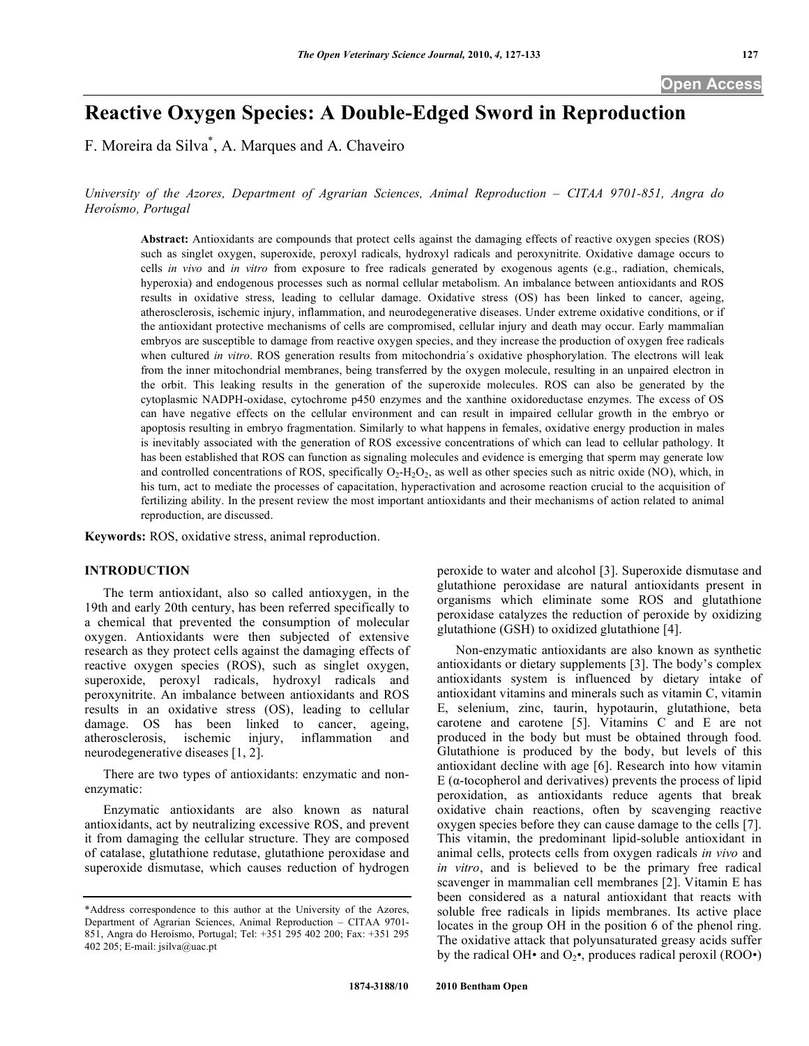# Reactive Oxygen Species: A Double-Edged Sword in Reproduction

F. Moreira da Silva*, A. Marques and A. Chaveiro

*University of the Azores, Department of Agrarian Sciences, Animal Reproduction – CITAA 9701-851, Angra do Heroísmo, Portugal*

**Abstract:** Antioxidants are compounds that protect cells against the damaging effects of reactive oxygen species (ROS) such as singlet oxygen, superoxide, peroxyl radicals, hydroxyl radicals and peroxynitrite. Oxidative damage occurs to cells *in vivo* and *in vitro* from exposure to free radicals generated by exogenous agents (e.g., radiation, chemicals, hyperoxia) and endogenous processes such as normal cellular metabolism. An imbalance between antioxidants and ROS results in oxidative stress, leading to cellular damage. Oxidative stress (OS) has been linked to cancer, ageing, atherosclerosis, ischemic injury, inflammation, and neurodegenerative diseases. Under extreme oxidative conditions, or if the antioxidant protective mechanisms of cells are compromised, cellular injury and death may occur. Early mammalian embryos are susceptible to damage from reactive oxygen species, and they increase the production of oxygen free radicals when cultured *in vitro*. ROS generation results from mitochondria´s oxidative phosphorylation. The electrons will leak from the inner mitochondrial membranes, being transferred by the oxygen molecule, resulting in an unpaired electron in the orbit. This leaking results in the generation of the superoxide molecules. ROS can also be generated by the cytoplasmic NADPH-oxidase, cytochrome p450 enzymes and the xanthine oxidoreductase enzymes. The excess of OS can have negative effects on the cellular environment and can result in impaired cellular growth in the embryo or apoptosis resulting in embryo fragmentation. Similarly to what happens in females, oxidative energy production in males is inevitably associated with the generation of ROS excessive concentrations of which can lead to cellular pathology. It has been established that ROS can function as signaling molecules and evidence is emerging that sperm may generate low and controlled concentrations of ROS, specifically $O_2$-$H_2O_2$, as well as other species such as nitric oxide (NO), which, in his turn, act to mediate the processes of capacitation, hyperactivation and acrosome reaction crucial to the acquisition of fertilizing ability. In the present review the most important antioxidants and their mechanisms of action related to animal reproduction, are discussed.

**Keywords:** ROS, oxidative stress, animal reproduction.

## INTRODUCTION

The term antioxidant, also so called antioxygen, in the 19th and early 20th century, has been referred specifically to a chemical that prevented the consumption of molecular oxygen. Antioxidants were then subjected of extensive research as they protect cells against the damaging effects of reactive oxygen species (ROS), such as singlet oxygen, superoxide, peroxyl radicals, hydroxyl radicals and peroxynitrite. An imbalance between antioxidants and ROS results in an oxidative stress (OS), leading to cellular damage. OS has been linked to cancer, ageing, atherosclerosis, ischemic injury, inflammation and neurodegenerative diseases [1, 2].

There are two types of antioxidants: enzymatic and non-enzymatic:

Enzymatic antioxidants are also known as natural antioxidants, act by neutralizing excessive ROS, and prevent it from damaging the cellular structure. They are composed of catalase, glutathione redutase, glutathione peroxidase and superoxide dismutase, which causes reduction of hydrogen peroxide to water and alcohol [3]. Superoxide dismutase and glutathione peroxidase are natural antioxidants present in organisms which eliminate some ROS and glutathione peroxidase catalyzes the reduction of peroxide by oxidizing glutathione (GSH) to oxidized glutathione [4].

Non-enzymatic antioxidants are also known as synthetic antioxidants or dietary supplements [3]. The body's complex antioxidants system is influenced by dietary intake of antioxidant vitamins and minerals such as vitamin C, vitamin E, selenium, zinc, taurin, hypotaurin, glutathione, beta carotene and carotene [5]. Vitamins C and E are not produced in the body but must be obtained through food. Glutathione is produced by the body, but levels of this antioxidant decline with age [6]. Research into how vitamin E (α-tocopherol and derivatives) prevents the process of lipid peroxidation, as antioxidants reduce agents that break oxidative chain reactions, often by scavenging reactive oxygen species before they can cause damage to the cells [7]. This vitamin, the predominant lipid-soluble antioxidant in animal cells, protects cells from oxygen radicals *in vivo* and *in vitro*, and is believed to be the primary free radical scavenger in mammalian cell membranes [2]. Vitamin E has been considered as a natural antioxidant that reacts with soluble free radicals in lipids membranes. Its active place locates in the group OH in the position 6 of the phenol ring. The oxidative attack that polyunsaturated greasy acids suffer by the radical OH• and $O_2$•, produces radical peroxil (ROO•)

*Address correspondence to this author at the University of the Azores, Department of Agrarian Sciences, Animal Reproduction – CITAA 9701-851, Angra do Heroísmo, Portugal; Tel: +351 295 402 200; Fax: +351 295 402 205; E-mail: jsilva@uac.pt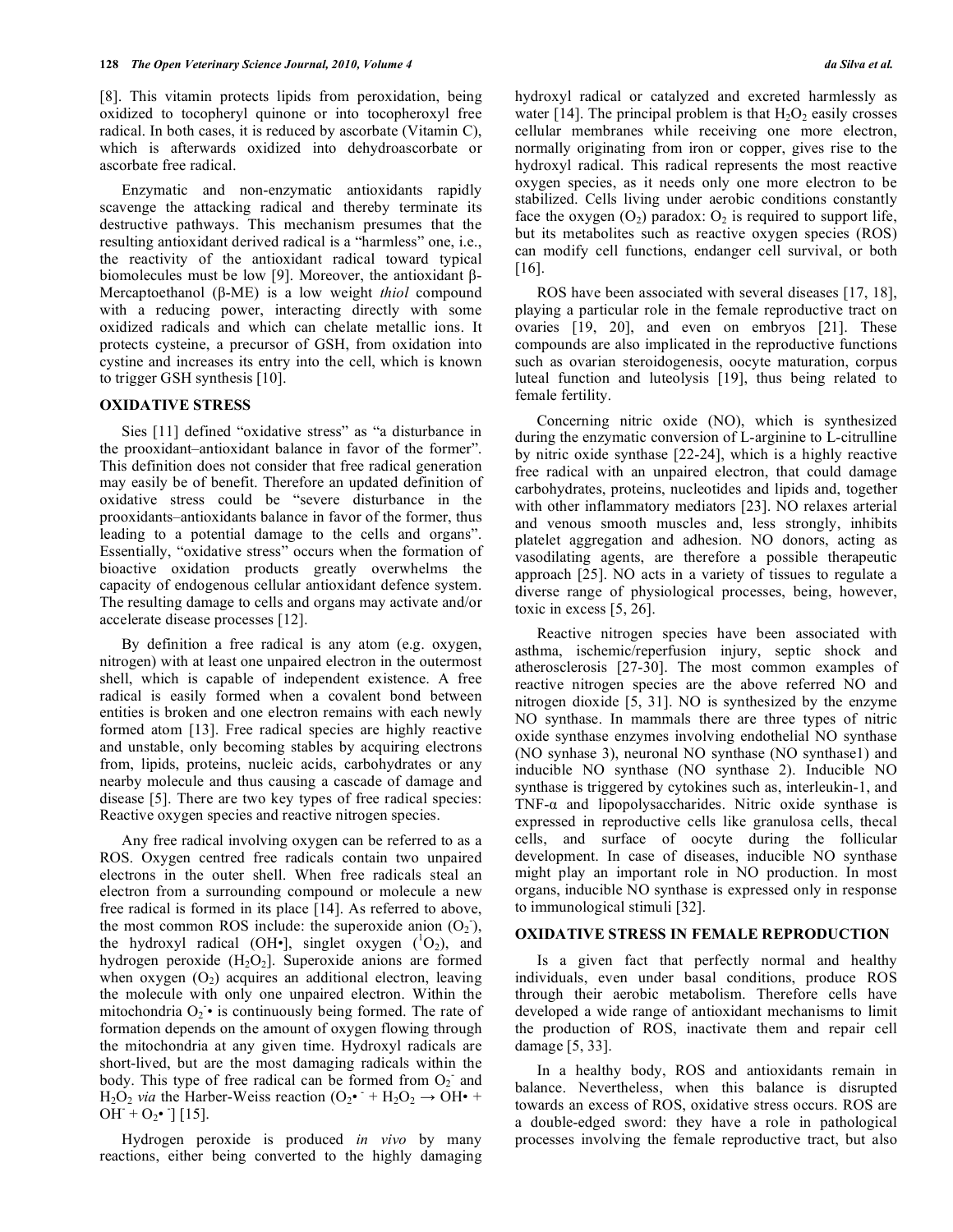[8]. This vitamin protects lipids from peroxidation, being oxidized to tocopheryl quinone or into tocopheroxyl free radical. In both cases, it is reduced by ascorbate (Vitamin C), which is afterwards oxidized into dehydroascorbate or ascorbate free radical.

Enzymatic and non-enzymatic antioxidants rapidly scavenge the attacking radical and thereby terminate its destructive pathways. This mechanism presumes that the resulting antioxidant derived radical is a "harmless" one, i.e., the reactivity of the antioxidant radical toward typical biomolecules must be low [9]. Moreover, the antioxidant β-Mercaptoethanol (β-ME) is a low weight *thiol* compound with a reducing power, interacting directly with some oxidized radicals and which can chelate metallic ions. It protects cysteine, a precursor of GSH, from oxidation into cystine and increases its entry into the cell, which is known to trigger GSH synthesis [10].

## OXIDATIVE STRESS

Sies [11] defined "oxidative stress" as "a disturbance in the prooxidant–antioxidant balance in favor of the former". This definition does not consider that free radical generation may easily be of benefit. Therefore an updated definition of oxidative stress could be "severe disturbance in the prooxidants–antioxidants balance in favor of the former, thus leading to a potential damage to the cells and organs". Essentially, "oxidative stress" occurs when the formation of bioactive oxidation products greatly overwhelms the capacity of endogenous cellular antioxidant defence system. The resulting damage to cells and organs may activate and/or accelerate disease processes [12].

By definition a free radical is any atom (e.g. oxygen, nitrogen) with at least one unpaired electron in the outermost shell, which is capable of independent existence. A free radical is easily formed when a covalent bond between entities is broken and one electron remains with each newly formed atom [13]. Free radical species are highly reactive and unstable, only becoming stables by acquiring electrons from, lipids, proteins, nucleic acids, carbohydrates or any nearby molecule and thus causing a cascade of damage and disease [5]. There are two key types of free radical species: Reactive oxygen species and reactive nitrogen species.

Any free radical involving oxygen can be referred to as a ROS. Oxygen centred free radicals contain two unpaired electrons in the outer shell. When free radicals steal an electron from a surrounding compound or molecule a new free radical is formed in its place [14]. As referred to above, the most common ROS include: the superoxide anion ($O_2^-$), the hydroxyl radical (OH•], singlet oxygen ($^1O_2$), and hydrogen peroxide ($H_2O_2$]. Superoxide anions are formed when oxygen ($O_2$) acquires an additional electron, leaving the molecule with only one unpaired electron. Within the mitochondria $O_2^-$• is continuously being formed. The rate of formation depends on the amount of oxygen flowing through the mitochondria at any given time. Hydroxyl radicals are short-lived, but are the most damaging radicals within the body. This type of free radical can be formed from $O_2^-$ and $H_2O_2$ *via* the Harber-Weiss reaction ($O_2•^- + H_2O_2 \rightarrow OH• + OH^- + O_2•^-$] [15].

Hydrogen peroxide is produced *in vivo* by many reactions, either being converted to the highly damaging hydroxyl radical or catalyzed and excreted harmlessly as water [14]. The principal problem is that $H_2O_2$ easily crosses cellular membranes while receiving one more electron, normally originating from iron or copper, gives rise to the hydroxyl radical. This radical represents the most reactive oxygen species, as it needs only one more electron to be stabilized. Cells living under aerobic conditions constantly face the oxygen ($O_2$) paradox: $O_2$ is required to support life, but its metabolites such as reactive oxygen species (ROS) can modify cell functions, endanger cell survival, or both [16].

ROS have been associated with several diseases [17, 18], playing a particular role in the female reproductive tract on ovaries [19, 20], and even on embryos [21]. These compounds are also implicated in the reproductive functions such as ovarian steroidogenesis, oocyte maturation, corpus luteal function and luteolysis [19], thus being related to female fertility.

Concerning nitric oxide (NO), which is synthesized during the enzymatic conversion of L-arginine to L-citrulline by nitric oxide synthase [22-24], which is a highly reactive free radical with an unpaired electron, that could damage carbohydrates, proteins, nucleotides and lipids and, together with other inflammatory mediators [23]. NO relaxes arterial and venous smooth muscles and, less strongly, inhibits platelet aggregation and adhesion. NO donors, acting as vasodilating agents, are therefore a possible therapeutic approach [25]. NO acts in a variety of tissues to regulate a diverse range of physiological processes, being, however, toxic in excess [5, 26].

Reactive nitrogen species have been associated with asthma, ischemic/reperfusion injury, septic shock and atherosclerosis [27-30]. The most common examples of reactive nitrogen species are the above referred NO and nitrogen dioxide [5, 31]. NO is synthesized by the enzyme NO synthase. In mammals there are three types of nitric oxide synthase enzymes involving endothelial NO synthase (NO synhase 3), neuronal NO synthase (NO synthase1) and inducible NO synthase (NO synthase 2). Inducible NO synthase is triggered by cytokines such as, interleukin-1, and TNF-α and lipopolysaccharides. Nitric oxide synthase is expressed in reproductive cells like granulosa cells, thecal cells, and surface of oocyte during the follicular development. In case of diseases, inducible NO synthase might play an important role in NO production. In most organs, inducible NO synthase is expressed only in response to immunological stimuli [32].

## OXIDATIVE STRESS IN FEMALE REPRODUCTION

Is a given fact that perfectly normal and healthy individuals, even under basal conditions, produce ROS through their aerobic metabolism. Therefore cells have developed a wide range of antioxidant mechanisms to limit the production of ROS, inactivate them and repair cell damage [5, 33].

In a healthy body, ROS and antioxidants remain in balance. Nevertheless, when this balance is disrupted towards an excess of ROS, oxidative stress occurs. ROS are a double-edged sword: they have a role in pathological processes involving the female reproductive tract, but also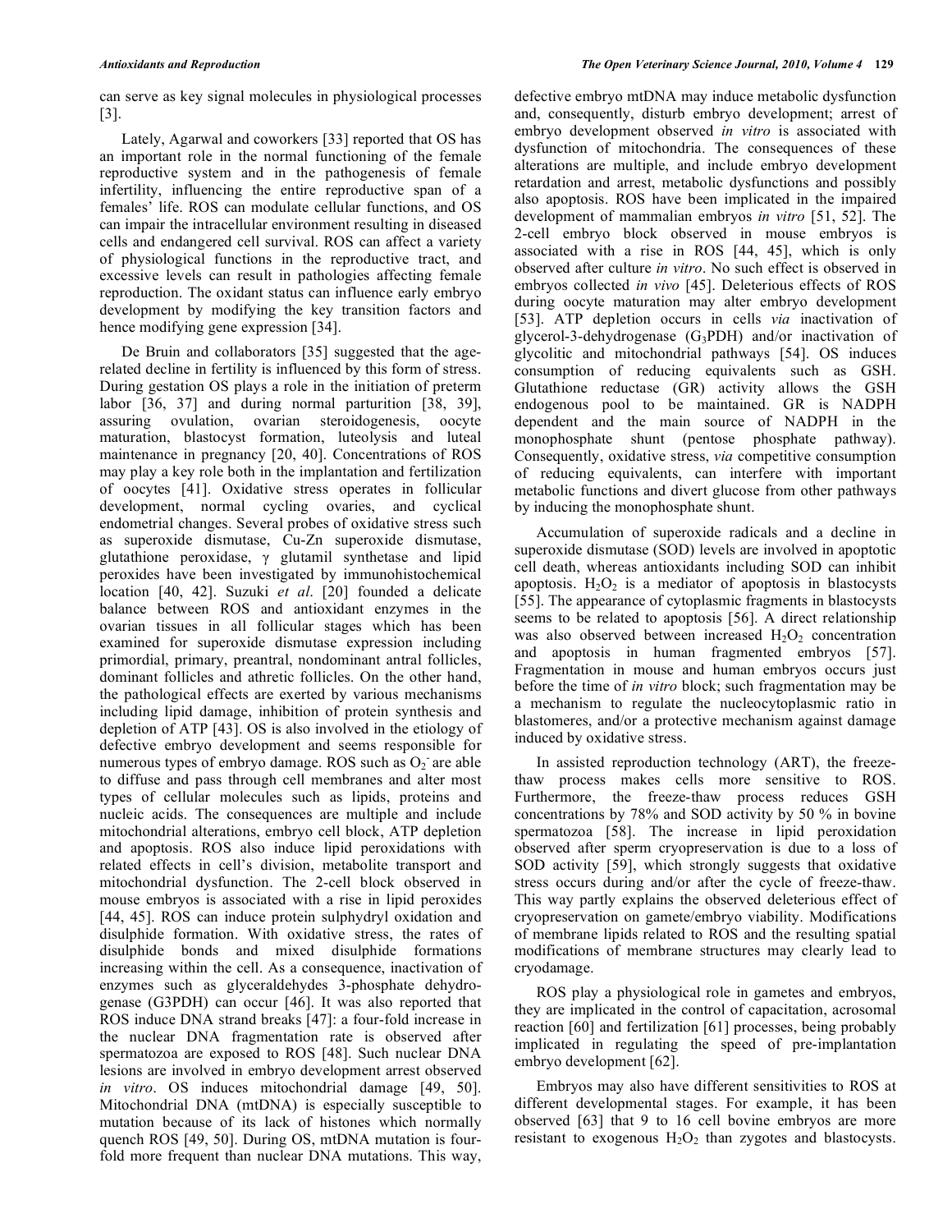can serve as key signal molecules in physiological processes [3].

Lately, Agarwal and coworkers [33] reported that OS has an important role in the normal functioning of the female reproductive system and in the pathogenesis of female infertility, influencing the entire reproductive span of a females' life. ROS can modulate cellular functions, and OS can impair the intracellular environment resulting in diseased cells and endangered cell survival. ROS can affect a variety of physiological functions in the reproductive tract, and excessive levels can result in pathologies affecting female reproduction. The oxidant status can influence early embryo development by modifying the key transition factors and hence modifying gene expression [34].

De Bruin and collaborators [35] suggested that the age-related decline in fertility is influenced by this form of stress. During gestation OS plays a role in the initiation of preterm labor [36, 37] and during normal parturition [38, 39], assuring ovulation, ovarian steroidogenesis, oocyte maturation, blastocyst formation, luteolysis and luteal maintenance in pregnancy [20, 40]. Concentrations of ROS may play a key role both in the implantation and fertilization of oocytes [41]. Oxidative stress operates in follicular development, normal cycling ovaries, and cyclical endometrial changes. Several probes of oxidative stress such as superoxide dismutase, Cu-Zn superoxide dismutase, glutathione peroxidase, γ glutamil synthetase and lipid peroxides have been investigated by immunohistochemical location [40, 42]. Suzuki *et al*. [20] founded a delicate balance between ROS and antioxidant enzymes in the ovarian tissues in all follicular stages which has been examined for superoxide dismutase expression including primordial, primary, preantral, nondominant antral follicles, dominant follicles and athretic follicles. On the other hand, the pathological effects are exerted by various mechanisms including lipid damage, inhibition of protein synthesis and depletion of ATP [43]. OS is also involved in the etiology of defective embryo development and seems responsible for numerous types of embryo damage. ROS such as $O_2^-$ are able to diffuse and pass through cell membranes and alter most types of cellular molecules such as lipids, proteins and nucleic acids. The consequences are multiple and include mitochondrial alterations, embryo cell block, ATP depletion and apoptosis. ROS also induce lipid peroxidations with related effects in cell's division, metabolite transport and mitochondrial dysfunction. The 2-cell block observed in mouse embryos is associated with a rise in lipid peroxides [44, 45]. ROS can induce protein sulphydryl oxidation and disulphide formation. With oxidative stress, the rates of disulphide bonds and mixed disulphide formations increasing within the cell. As a consequence, inactivation of enzymes such as glyceraldehydes 3-phosphate dehydrogenase (G3PDH) can occur [46]. It was also reported that ROS induce DNA strand breaks [47]: a four-fold increase in the nuclear DNA fragmentation rate is observed after spermatozoa are exposed to ROS [48]. Such nuclear DNA lesions are involved in embryo development arrest observed *in vitro*. OS induces mitochondrial damage [49, 50]. Mitochondrial DNA (mtDNA) is especially susceptible to mutation because of its lack of histones which normally quench ROS [49, 50]. During OS, mtDNA mutation is four-fold more frequent than nuclear DNA mutations. This way, defective embryo mtDNA may induce metabolic dysfunction and, consequently, disturb embryo development; arrest of embryo development observed *in vitro* is associated with dysfunction of mitochondria. The consequences of these alterations are multiple, and include embryo development retardation and arrest, metabolic dysfunctions and possibly also apoptosis. ROS have been implicated in the impaired development of mammalian embryos *in vitro* [51, 52]. The 2-cell embryo block observed in mouse embryos is associated with a rise in ROS [44, 45], which is only observed after culture *in vitro*. No such effect is observed in embryos collected *in vivo* [45]. Deleterious effects of ROS during oocyte maturation may alter embryo development [53]. ATP depletion occurs in cells *via* inactivation of glycerol-3-dehydrogenase ($G_3$PDH) and/or inactivation of glycolitic and mitochondrial pathways [54]. OS induces consumption of reducing equivalents such as GSH. Glutathione reductase (GR) activity allows the GSH endogenous pool to be maintained. GR is NADPH dependent and the main source of NADPH in the monophosphate shunt (pentose phosphate pathway). Consequently, oxidative stress, *via* competitive consumption of reducing equivalents, can interfere with important metabolic functions and divert glucose from other pathways by inducing the monophosphate shunt.

Accumulation of superoxide radicals and a decline in superoxide dismutase (SOD) levels are involved in apoptotic cell death, whereas antioxidants including SOD can inhibit apoptosis. $H_2O_2$ is a mediator of apoptosis in blastocysts [55]. The appearance of cytoplasmic fragments in blastocysts seems to be related to apoptosis [56]. A direct relationship was also observed between increased $H_2O_2$ concentration and apoptosis in human fragmented embryos [57]. Fragmentation in mouse and human embryos occurs just before the time of *in vitro* block; such fragmentation may be a mechanism to regulate the nucleocytoplasmic ratio in blastomeres, and/or a protective mechanism against damage induced by oxidative stress.

In assisted reproduction technology (ART), the freeze-thaw process makes cells more sensitive to ROS. Furthermore, the freeze-thaw process reduces GSH concentrations by 78% and SOD activity by 50 % in bovine spermatozoa [58]. The increase in lipid peroxidation observed after sperm cryopreservation is due to a loss of SOD activity [59], which strongly suggests that oxidative stress occurs during and/or after the cycle of freeze-thaw. This way partly explains the observed deleterious effect of cryopreservation on gamete/embryo viability. Modifications of membrane lipids related to ROS and the resulting spatial modifications of membrane structures may clearly lead to cryodamage.

ROS play a physiological role in gametes and embryos, they are implicated in the control of capacitation, acrosomal reaction [60] and fertilization [61] processes, being probably implicated in regulating the speed of pre-implantation embryo development [62].

Embryos may also have different sensitivities to ROS at different developmental stages. For example, it has been observed [63] that 9 to 16 cell bovine embryos are more resistant to exogenous $H_2O_2$ than zygotes and blastocysts.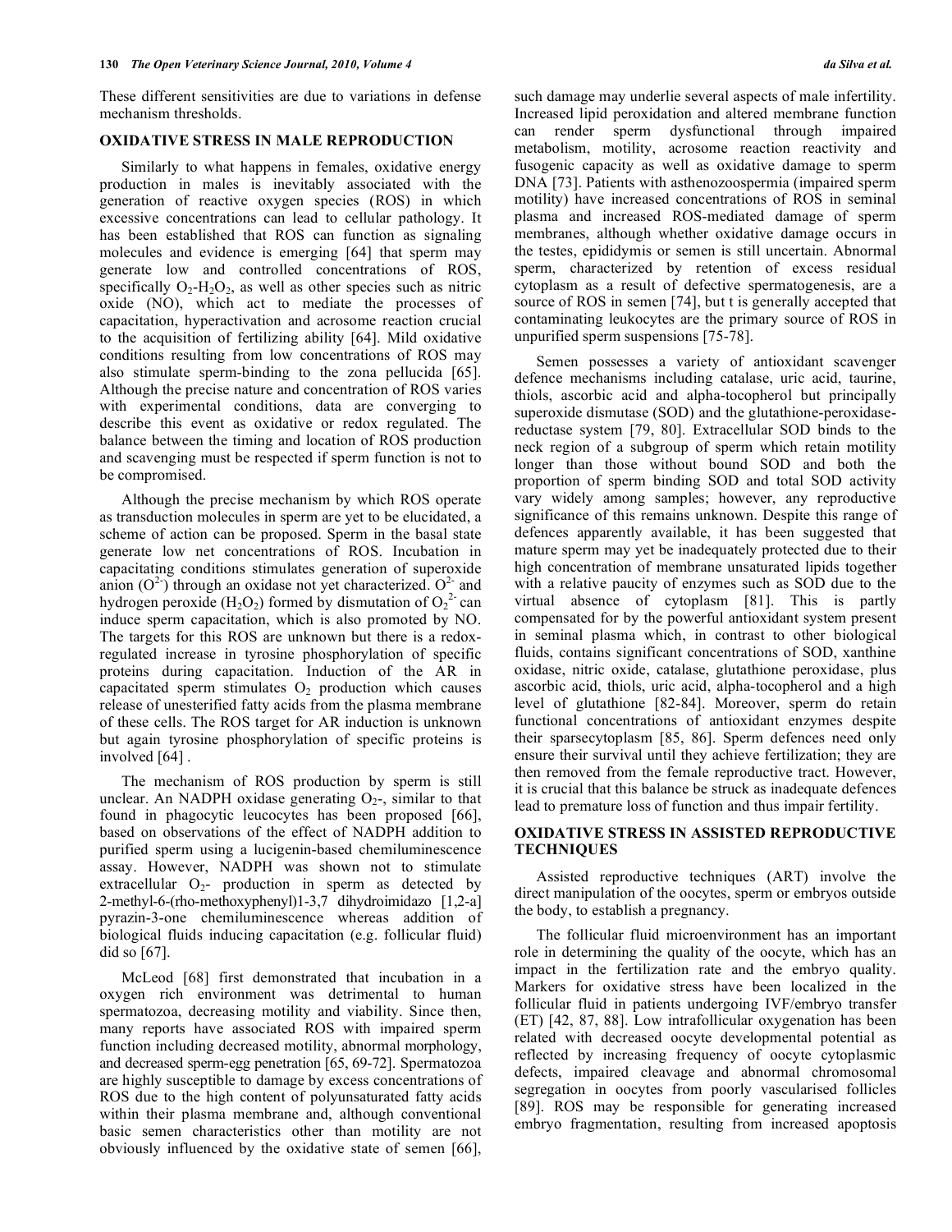These different sensitivities are due to variations in defense mechanism thresholds.

## OXIDATIVE STRESS IN MALE REPRODUCTION

Similarly to what happens in females, oxidative energy production in males is inevitably associated with the generation of reactive oxygen species (ROS) in which excessive concentrations can lead to cellular pathology. It has been established that ROS can function as signaling molecules and evidence is emerging [64] that sperm may generate low and controlled concentrations of ROS, specifically $O_2$-$H_2O_2$, as well as other species such as nitric oxide (NO), which act to mediate the processes of capacitation, hyperactivation and acrosome reaction crucial to the acquisition of fertilizing ability [64]. Mild oxidative conditions resulting from low concentrations of ROS may also stimulate sperm-binding to the zona pellucida [65]. Although the precise nature and concentration of ROS varies with experimental conditions, data are converging to describe this event as oxidative or redox regulated. The balance between the timing and location of ROS production and scavenging must be respected if sperm function is not to be compromised.

Although the precise mechanism by which ROS operate as transduction molecules in sperm are yet to be elucidated, a scheme of action can be proposed. Sperm in the basal state generate low net concentrations of ROS. Incubation in capacitating conditions stimulates generation of superoxide anion ($O^{2-}$) through an oxidase not yet characterized. $O^{2-}$ and hydrogen peroxide ($H_2O_2$) formed by dismutation of $O_2^{2-}$ can induce sperm capacitation, which is also promoted by NO. The targets for this ROS are unknown but there is a redox-regulated increase in tyrosine phosphorylation of specific proteins during capacitation. Induction of the AR in capacitated sperm stimulates $O_2$ production which causes release of unesterified fatty acids from the plasma membrane of these cells. The ROS target for AR induction is unknown but again tyrosine phosphorylation of specific proteins is involved [64] .

The mechanism of ROS production by sperm is still unclear. An NADPH oxidase generating $O_2$-, similar to that found in phagocytic leucocytes has been proposed [66], based on observations of the effect of NADPH addition to purified sperm using a lucigenin-based chemiluminescence assay. However, NADPH was shown not to stimulate extracellular $O_2$- production in sperm as detected by 2-methyl-6-(rho-methoxyphenyl)1-3,7 dihydroimidazo [1,2-a] pyrazin-3-one chemiluminescence whereas addition of biological fluids inducing capacitation (e.g. follicular fluid) did so [67].

McLeod [68] first demonstrated that incubation in a oxygen rich environment was detrimental to human spermatozoa, decreasing motility and viability. Since then, many reports have associated ROS with impaired sperm function including decreased motility, abnormal morphology, and decreased sperm-egg penetration [65, 69-72]. Spermatozoa are highly susceptible to damage by excess concentrations of ROS due to the high content of polyunsaturated fatty acids within their plasma membrane and, although conventional basic semen characteristics other than motility are not obviously influenced by the oxidative state of semen [66], such damage may underlie several aspects of male infertility. Increased lipid peroxidation and altered membrane function can render sperm dysfunctional through impaired metabolism, motility, acrosome reaction reactivity and fusogenic capacity as well as oxidative damage to sperm DNA [73]. Patients with asthenozoospermia (impaired sperm motility) have increased concentrations of ROS in seminal plasma and increased ROS-mediated damage of sperm membranes, although whether oxidative damage occurs in the testes, epididymis or semen is still uncertain. Abnormal sperm, characterized by retention of excess residual cytoplasm as a result of defective spermatogenesis, are a source of ROS in semen [74], but t is generally accepted that contaminating leukocytes are the primary source of ROS in unpurified sperm suspensions [75-78].

Semen possesses a variety of antioxidant scavenger defence mechanisms including catalase, uric acid, taurine, thiols, ascorbic acid and alpha-tocopherol but principally superoxide dismutase (SOD) and the glutathione-peroxidase-reductase system [79, 80]. Extracellular SOD binds to the neck region of a subgroup of sperm which retain motility longer than those without bound SOD and both the proportion of sperm binding SOD and total SOD activity vary widely among samples; however, any reproductive significance of this remains unknown. Despite this range of defences apparently available, it has been suggested that mature sperm may yet be inadequately protected due to their high concentration of membrane unsaturated lipids together with a relative paucity of enzymes such as SOD due to the virtual absence of cytoplasm [81]. This is partly compensated for by the powerful antioxidant system present in seminal plasma which, in contrast to other biological fluids, contains significant concentrations of SOD, xanthine oxidase, nitric oxide, catalase, glutathione peroxidase, plus ascorbic acid, thiols, uric acid, alpha-tocopherol and a high level of glutathione [82-84]. Moreover, sperm do retain functional concentrations of antioxidant enzymes despite their sparsecytoplasm [85, 86]. Sperm defences need only ensure their survival until they achieve fertilization; they are then removed from the female reproductive tract. However, it is crucial that this balance be struck as inadequate defences lead to premature loss of function and thus impair fertility.

## OXIDATIVE STRESS IN ASSISTED REPRODUCTIVE TECHNIQUES

Assisted reproductive techniques (ART) involve the direct manipulation of the oocytes, sperm or embryos outside the body, to establish a pregnancy.

The follicular fluid microenvironment has an important role in determining the quality of the oocyte, which has an impact in the fertilization rate and the embryo quality. Markers for oxidative stress have been localized in the follicular fluid in patients undergoing IVF/embryo transfer (ET) [42, 87, 88]. Low intrafollicular oxygenation has been related with decreased oocyte developmental potential as reflected by increasing frequency of oocyte cytoplasmic defects, impaired cleavage and abnormal chromosomal segregation in oocytes from poorly vascularised follicles [89]. ROS may be responsible for generating increased embryo fragmentation, resulting from increased apoptosis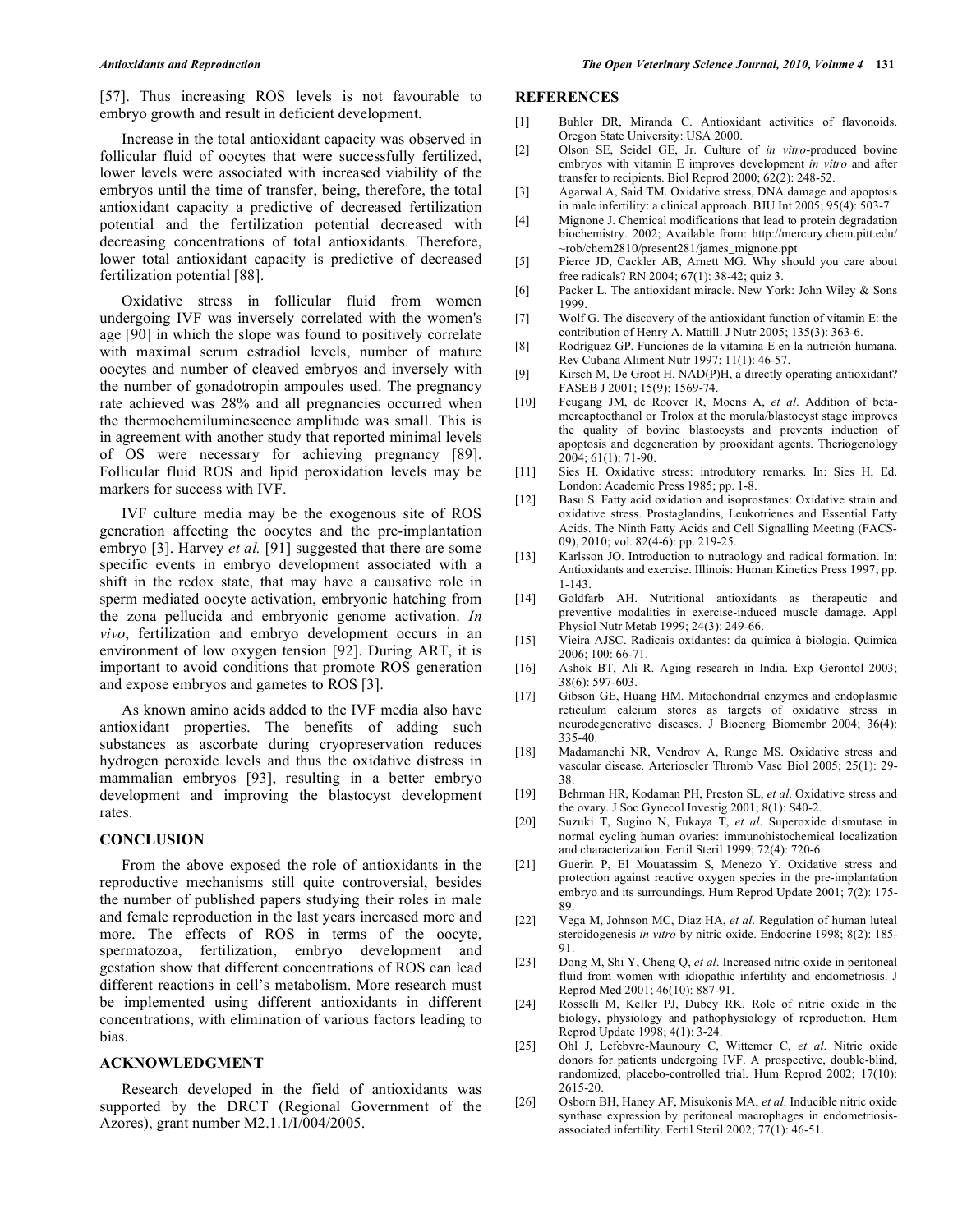[57]. Thus increasing ROS levels is not favourable to embryo growth and result in deficient development.

Increase in the total antioxidant capacity was observed in follicular fluid of oocytes that were successfully fertilized, lower levels were associated with increased viability of the embryos until the time of transfer, being, therefore, the total antioxidant capacity a predictive of decreased fertilization potential and the fertilization potential decreased with decreasing concentrations of total antioxidants. Therefore, lower total antioxidant capacity is predictive of decreased fertilization potential [88].

Oxidative stress in follicular fluid from women undergoing IVF was inversely correlated with the women's age [90] in which the slope was found to positively correlate with maximal serum estradiol levels, number of mature oocytes and number of cleaved embryos and inversely with the number of gonadotropin ampoules used. The pregnancy rate achieved was 28% and all pregnancies occurred when the thermochemiluminescence amplitude was small. This is in agreement with another study that reported minimal levels of OS were necessary for achieving pregnancy [89]. Follicular fluid ROS and lipid peroxidation levels may be markers for success with IVF.

IVF culture media may be the exogenous site of ROS generation affecting the oocytes and the pre-implantation embryo [3]. Harvey *et al.* [91] suggested that there are some specific events in embryo development associated with a shift in the redox state, that may have a causative role in sperm mediated oocyte activation, embryonic hatching from the zona pellucida and embryonic genome activation. *In vivo*, fertilization and embryo development occurs in an environment of low oxygen tension [92]. During ART, it is important to avoid conditions that promote ROS generation and expose embryos and gametes to ROS [3].

As known amino acids added to the IVF media also have antioxidant properties. The benefits of adding such substances as ascorbate during cryopreservation reduces hydrogen peroxide levels and thus the oxidative distress in mammalian embryos [93], resulting in a better embryo development and improving the blastocyst development rates.

## CONCLUSION

From the above exposed the role of antioxidants in the reproductive mechanisms still quite controversial, besides the number of published papers studying their roles in male and female reproduction in the last years increased more and more. The effects of ROS in terms of the oocyte, spermatozoa, fertilization, embryo development and gestation show that different concentrations of ROS can lead different reactions in cell's metabolism. More research must be implemented using different antioxidants in different concentrations, with elimination of various factors leading to bias.

## ACKNOWLEDGMENT

Research developed in the field of antioxidants was supported by the DRCT (Regional Government of the Azores), grant number M2.1.1/I/004/2005.

## REFERENCES

[1] Buhler DR, Miranda C. Antioxidant activities of flavonoids. Oregon State University: USA 2000.

[2] Olson SE, Seidel GE, Jr. Culture of *in vitro*-produced bovine embryos with vitamin E improves development *in vitro* and after transfer to recipients. Biol Reprod 2000; 62(2): 248-52.

[3] Agarwal A, Said TM. Oxidative stress, DNA damage and apoptosis in male infertility: a clinical approach. BJU Int 2005; 95(4): 503-7.

[4] Mignone J. Chemical modifications that lead to protein degradation biochemistry. 2002; Available from: http://mercury.chem.pitt.edu/~rob/chem2810/present281/james_mignone.ppt

[5] Pierce JD, Cackler AB, Arnett MG. Why should you care about free radicals? RN 2004; 67(1): 38-42; quiz 3.

[6] Packer L. The antioxidant miracle. New York: John Wiley & Sons 1999.

[7] Wolf G. The discovery of the antioxidant function of vitamin E: the contribution of Henry A. Mattill. J Nutr 2005; 135(3): 363-6.

[8] Rodríguez GP. Funciones de la vitamina E en la nutrición humana. Rev Cubana Aliment Nutr 1997; 11(1): 46-57.

[9] Kirsch M, De Groot H. NAD(P)H, a directly operating antioxidant? FASEB J 2001; 15(9): 1569-74.

[10] Feugang JM, de Roover R, Moens A, *et al*. Addition of beta-mercaptoethanol or Trolox at the morula/blastocyst stage improves the quality of bovine blastocysts and prevents induction of apoptosis and degeneration by prooxidant agents. Theriogenology 2004; 61(1): 71-90.

[11] Sies H. Oxidative stress: introdutory remarks. In: Sies H, Ed. London: Academic Press 1985; pp. 1-8.

[12] Basu S. Fatty acid oxidation and isoprostanes: Oxidative strain and oxidative stress. Prostaglandins, Leukotrienes and Essential Fatty Acids. The Ninth Fatty Acids and Cell Signalling Meeting (FACS-09), 2010; vol. 82(4-6): pp. 219-25.

[13] Karlsson JO. Introduction to nutraology and radical formation. In: Antioxidants and exercise. Illinois: Human Kinetics Press 1997; pp. 1-143.

[14] Goldfarb AH. Nutritional antioxidants as therapeutic and preventive modalities in exercise-induced muscle damage. Appl Physiol Nutr Metab 1999; 24(3): 249-66.

[15] Vieira AJSC. Radicais oxidantes: da química à biologia. Química 2006; 100: 66-71.

[16] Ashok BT, Ali R. Aging research in India. Exp Gerontol 2003; 38(6): 597-603.

[17] Gibson GE, Huang HM. Mitochondrial enzymes and endoplasmic reticulum calcium stores as targets of oxidative stress in neurodegenerative diseases. J Bioenerg Biomembr 2004; 36(4): 335-40.

[18] Madamanchi NR, Vendrov A, Runge MS. Oxidative stress and vascular disease. Arterioscler Thromb Vasc Biol 2005; 25(1): 29-38.

[19] Behrman HR, Kodaman PH, Preston SL, *et al*. Oxidative stress and the ovary. J Soc Gynecol Investig 2001; 8(1): S40-2.

[20] Suzuki T, Sugino N, Fukaya T, *et al*. Superoxide dismutase in normal cycling human ovaries: immunohistochemical localization and characterization. Fertil Steril 1999; 72(4): 720-6.

[21] Guerin P, El Mouatassim S, Menezo Y. Oxidative stress and protection against reactive oxygen species in the pre-implantation embryo and its surroundings. Hum Reprod Update 2001; 7(2): 175-89.

[22] Vega M, Johnson MC, Diaz HA, *et al*. Regulation of human luteal steroidogenesis *in vitro* by nitric oxide. Endocrine 1998; 8(2): 185-91.

[23] Dong M, Shi Y, Cheng Q, *et al*. Increased nitric oxide in peritoneal fluid from women with idiopathic infertility and endometriosis. J Reprod Med 2001; 46(10): 887-91.

[24] Rosselli M, Keller PJ, Dubey RK. Role of nitric oxide in the biology, physiology and pathophysiology of reproduction. Hum Reprod Update 1998; 4(1): 3-24.

[25] Ohl J, Lefebvre-Maunoury C, Wittemer C, *et al*. Nitric oxide donors for patients undergoing IVF. A prospective, double-blind, randomized, placebo-controlled trial. Hum Reprod 2002; 17(10): 2615-20.

[26] Osborn BH, Haney AF, Misukonis MA, *et al*. Inducible nitric oxide synthase expression by peritoneal macrophages in endometriosis-associated infertility. Fertil Steril 2002; 77(1): 46-51.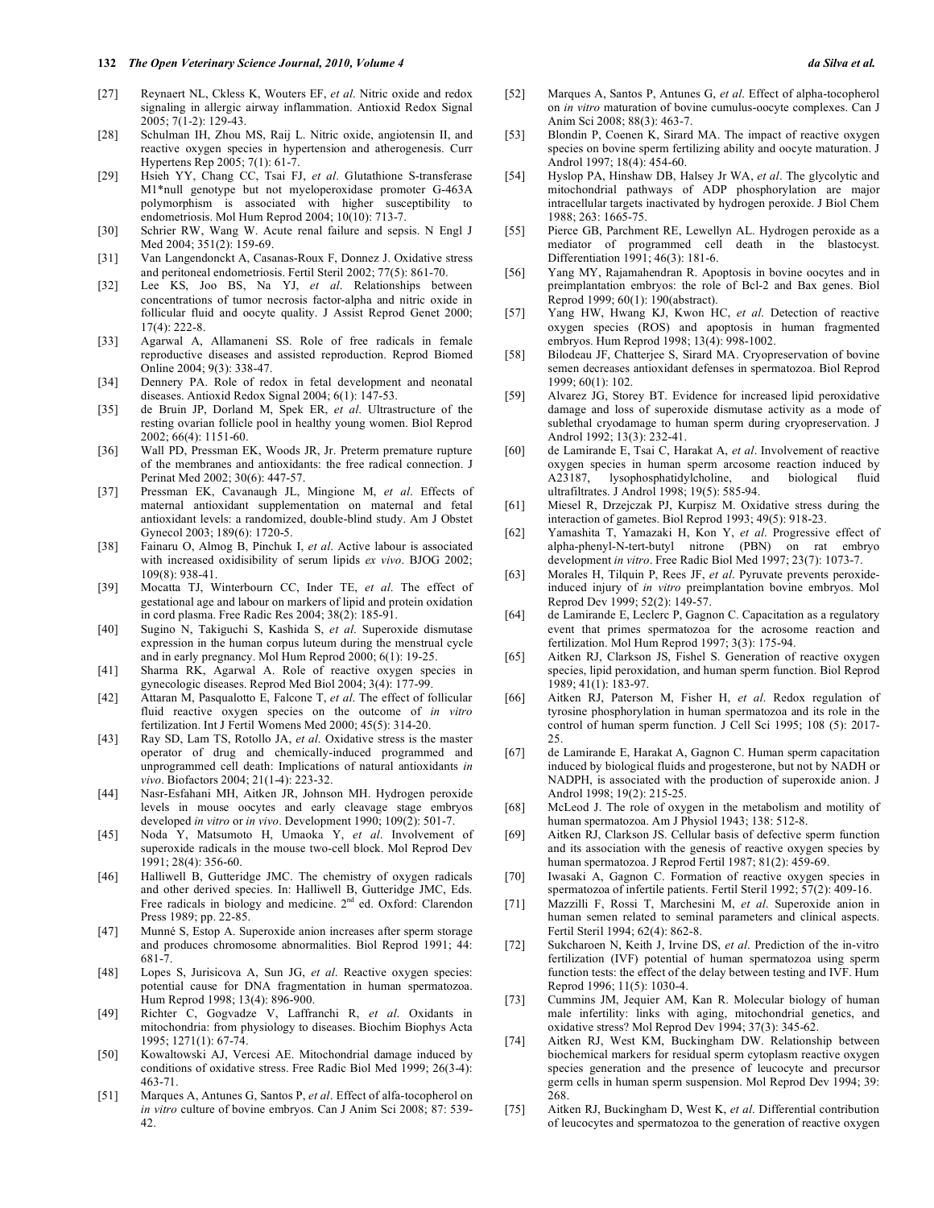[27] Reynaert NL, Ckless K, Wouters EF, *et al*. Nitric oxide and redox signaling in allergic airway inflammation. Antioxid Redox Signal 2005; 7(1-2): 129-43.

[28] Schulman IH, Zhou MS, Raij L. Nitric oxide, angiotensin II, and reactive oxygen species in hypertension and atherogenesis. Curr Hypertens Rep 2005; 7(1): 61-7.

[29] Hsieh YY, Chang CC, Tsai FJ, *et al*. Glutathione S-transferase M1*null genotype but not myeloperoxidase promoter G-463A polymorphism is associated with higher susceptibility to endometriosis. Mol Hum Reprod 2004; 10(10): 713-7.

[30] Schrier RW, Wang W. Acute renal failure and sepsis. N Engl J Med 2004; 351(2): 159-69.

[31] Van Langendonckt A, Casanas-Roux F, Donnez J. Oxidative stress and peritoneal endometriosis. Fertil Steril 2002; 77(5): 861-70.

[32] Lee KS, Joo BS, Na YJ, *et al*. Relationships between concentrations of tumor necrosis factor-alpha and nitric oxide in follicular fluid and oocyte quality. J Assist Reprod Genet 2000; 17(4): 222-8.

[33] Agarwal A, Allamaneni SS. Role of free radicals in female reproductive diseases and assisted reproduction. Reprod Biomed Online 2004; 9(3): 338-47.

[34] Dennery PA. Role of redox in fetal development and neonatal diseases. Antioxid Redox Signal 2004; 6(1): 147-53.

[35] de Bruin JP, Dorland M, Spek ER, *et al*. Ultrastructure of the resting ovarian follicle pool in healthy young women. Biol Reprod 2002; 66(4): 1151-60.

[36] Wall PD, Pressman EK, Woods JR, Jr. Preterm premature rupture of the membranes and antioxidants: the free radical connection. J Perinat Med 2002; 30(6): 447-57.

[37] Pressman EK, Cavanaugh JL, Mingione M, *et al*. Effects of maternal antioxidant supplementation on maternal and fetal antioxidant levels: a randomized, double-blind study. Am J Obstet Gynecol 2003; 189(6): 1720-5.

[38] Fainaru O, Almog B, Pinchuk I, *et al*. Active labour is associated with increased oxidisibility of serum lipids *ex vivo*. BJOG 2002; 109(8): 938-41.

[39] Mocatta TJ, Winterbourn CC, Inder TE, *et al*. The effect of gestational age and labour on markers of lipid and protein oxidation in cord plasma. Free Radic Res 2004; 38(2): 185-91.

[40] Sugino N, Takiguchi S, Kashida S, *et al*. Superoxide dismutase expression in the human corpus luteum during the menstrual cycle and in early pregnancy. Mol Hum Reprod 2000; 6(1): 19-25.

[41] Sharma RK, Agarwal A. Role of reactive oxygen species in gynecologic diseases. Reprod Med Biol 2004; 3(4): 177-99.

[42] Attaran M, Pasqualotto E, Falcone T, *et al*. The effect of follicular fluid reactive oxygen species on the outcome of *in vitro* fertilization. Int J Fertil Womens Med 2000; 45(5): 314-20.

[43] Ray SD, Lam TS, Rotollo JA, *et al*. Oxidative stress is the master operator of drug and chemically-induced programmed and unprogrammed cell death: Implications of natural antioxidants *in vivo*. Biofactors 2004; 21(1-4): 223-32.

[44] Nasr-Esfahani MH, Aitken JR, Johnson MH. Hydrogen peroxide levels in mouse oocytes and early cleavage stage embryos developed *in vitro* or *in vivo*. Development 1990; 109(2): 501-7.

[45] Noda Y, Matsumoto H, Umaoka Y, *et al*. Involvement of superoxide radicals in the mouse two-cell block. Mol Reprod Dev 1991; 28(4): 356-60.

[46] Halliwell B, Gutteridge JMC. The chemistry of oxygen radicals and other derived species. In: Halliwell B, Gutteridge JMC, Eds. Free radicals in biology and medicine. 2nd ed. Oxford: Clarendon Press 1989; pp. 22-85.

[47] Munné S, Estop A. Superoxide anion increases after sperm storage and produces chromosome abnormalities. Biol Reprod 1991; 44: 681-7.

[48] Lopes S, Jurisicova A, Sun JG, *et al*. Reactive oxygen species: potential cause for DNA fragmentation in human spermatozoa. Hum Reprod 1998; 13(4): 896-900.

[49] Richter C, Gogvadze V, Laffranchi R, *et al*. Oxidants in mitochondria: from physiology to diseases. Biochim Biophys Acta 1995; 1271(1): 67-74.

[50] Kowaltowski AJ, Vercesi AE. Mitochondrial damage induced by conditions of oxidative stress. Free Radic Biol Med 1999; 26(3-4): 463-71.

[51] Marques A, Antunes G, Santos P, *et al*. Effect of alfa-tocopherol on *in vitro* culture of bovine embryos. Can J Anim Sci 2008; 87: 539-42.

[52] Marques A, Santos P, Antunes G, *et al*. Effect of alpha-tocopherol on *in vitro* maturation of bovine cumulus-oocyte complexes. Can J Anim Sci 2008; 88(3): 463-7.

[53] Blondin P, Coenen K, Sirard MA. The impact of reactive oxygen species on bovine sperm fertilizing ability and oocyte maturation. J Androl 1997; 18(4): 454-60.

[54] Hyslop PA, Hinshaw DB, Halsey Jr WA, *et al*. The glycolytic and mitochondrial pathways of ADP phosphorylation are major intracellular targets inactivated by hydrogen peroxide. J Biol Chem 1988; 263: 1665-75.

[55] Pierce GB, Parchment RE, Lewellyn AL. Hydrogen peroxide as a mediator of programmed cell death in the blastocyst. Differentiation 1991; 46(3): 181-6.

[56] Yang MY, Rajamahendran R. Apoptosis in bovine oocytes and in preimplantation embryos: the role of Bcl-2 and Bax genes. Biol Reprod 1999; 60(1): 190(abstract).

[57] Yang HW, Hwang KJ, Kwon HC, *et al*. Detection of reactive oxygen species (ROS) and apoptosis in human fragmented embryos. Hum Reprod 1998; 13(4): 998-1002.

[58] Bilodeau JF, Chatterjee S, Sirard MA. Cryopreservation of bovine semen decreases antioxidant defenses in spermatozoa. Biol Reprod 1999; 60(1): 102.

[59] Alvarez JG, Storey BT. Evidence for increased lipid peroxidative damage and loss of superoxide dismutase activity as a mode of sublethal cryodamage to human sperm during cryopreservation. J Androl 1992; 13(3): 232-41.

[60] de Lamirande E, Tsai C, Harakat A, *et al*. Involvement of reactive oxygen species in human sperm arcosome reaction induced by A23187, lysophosphatidylcholine, and biological fluid ultrafiltrates. J Androl 1998; 19(5): 585-94.

[61] Miesel R, Drzejczak PJ, Kurpisz M. Oxidative stress during the interaction of gametes. Biol Reprod 1993; 49(5): 918-23.

[62] Yamashita T, Yamazaki H, Kon Y, *et al*. Progressive effect of alpha-phenyl-N-tert-butyl nitrone (PBN) on rat embryo development *in vitro*. Free Radic Biol Med 1997; 23(7): 1073-7.

[63] Morales H, Tilquin P, Rees JF, *et al*. Pyruvate prevents peroxide-induced injury of *in vitro* preimplantation bovine embryos. Mol Reprod Dev 1999; 52(2): 149-57.

[64] de Lamirande E, Leclerc P, Gagnon C. Capacitation as a regulatory event that primes spermatozoa for the acrosome reaction and fertilization. Mol Hum Reprod 1997; 3(3): 175-94.

[65] Aitken RJ, Clarkson JS, Fishel S. Generation of reactive oxygen species, lipid peroxidation, and human sperm function. Biol Reprod 1989; 41(1): 183-97.

[66] Aitken RJ, Paterson M, Fisher H, *et al*. Redox regulation of tyrosine phosphorylation in human spermatozoa and its role in the control of human sperm function. J Cell Sci 1995; 108 (5): 2017-25.

[67] de Lamirande E, Harakat A, Gagnon C. Human sperm capacitation induced by biological fluids and progesterone, but not by NADH or NADPH, is associated with the production of superoxide anion. J Androl 1998; 19(2): 215-25.

[68] McLeod J. The role of oxygen in the metabolism and motility of human spermatozoa. Am J Physiol 1943; 138: 512-8.

[69] Aitken RJ, Clarkson JS. Cellular basis of defective sperm function and its association with the genesis of reactive oxygen species by human spermatozoa. J Reprod Fertil 1987; 81(2): 459-69.

[70] Iwasaki A, Gagnon C. Formation of reactive oxygen species in spermatozoa of infertile patients. Fertil Steril 1992; 57(2): 409-16.

[71] Mazzilli F, Rossi T, Marchesini M, *et al*. Superoxide anion in human semen related to seminal parameters and clinical aspects. Fertil Steril 1994; 62(4): 862-8.

[72] Sukcharoen N, Keith J, Irvine DS, *et al*. Prediction of the in-vitro fertilization (IVF) potential of human spermatozoa using sperm function tests: the effect of the delay between testing and IVF. Hum Reprod 1996; 11(5): 1030-4.

[73] Cummins JM, Jequier AM, Kan R. Molecular biology of human male infertility: links with aging, mitochondrial genetics, and oxidative stress? Mol Reprod Dev 1994; 37(3): 345-62.

[74] Aitken RJ, West KM, Buckingham DW. Relationship between biochemical markers for residual sperm cytoplasm reactive oxygen species generation and the presence of leucocyte and precursor germ cells in human sperm suspension. Mol Reprod Dev 1994; 39: 268.

[75] Aitken RJ, Buckingham D, West K, *et al*. Differential contribution of leucocytes and spermatozoa to the generation of reactive oxygen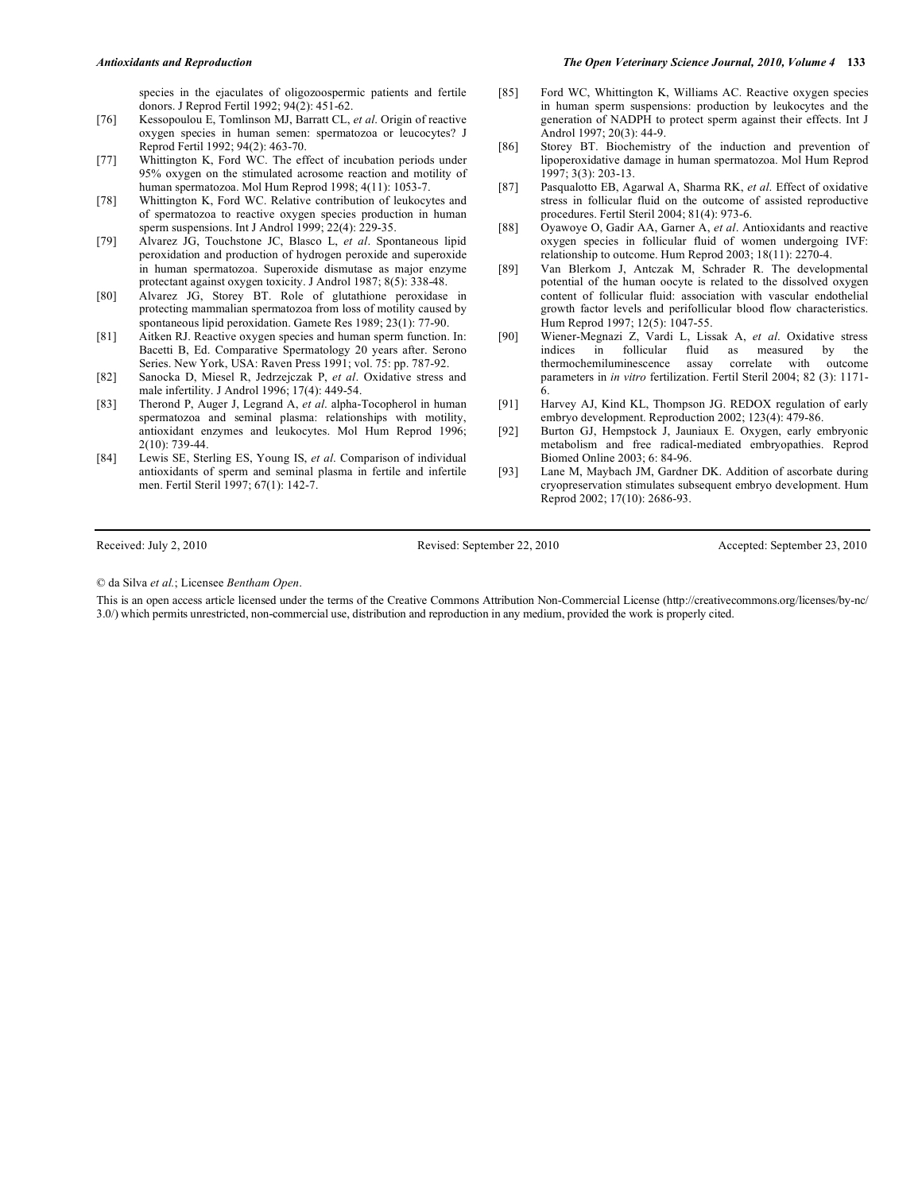species in the ejaculates of oligozoospermic patients and fertile donors. J Reprod Fertil 1992; 94(2): 451-62.

[76] Kessopoulou E, Tomlinson MJ, Barratt CL, *et al*. Origin of reactive oxygen species in human semen: spermatozoa or leucocytes? J Reprod Fertil 1992; 94(2): 463-70.

[77] Whittington K, Ford WC. The effect of incubation periods under 95% oxygen on the stimulated acrosome reaction and motility of human spermatozoa. Mol Hum Reprod 1998; 4(11): 1053-7.

[78] Whittington K, Ford WC. Relative contribution of leukocytes and of spermatozoa to reactive oxygen species production in human sperm suspensions. Int J Androl 1999; 22(4): 229-35.

[79] Alvarez JG, Touchstone JC, Blasco L, *et al*. Spontaneous lipid peroxidation and production of hydrogen peroxide and superoxide in human spermatozoa. Superoxide dismutase as major enzyme protectant against oxygen toxicity. J Androl 1987; 8(5): 338-48.

[80] Alvarez JG, Storey BT. Role of glutathione peroxidase in protecting mammalian spermatozoa from loss of motility caused by spontaneous lipid peroxidation. Gamete Res 1989; 23(1): 77-90.

[81] Aitken RJ. Reactive oxygen species and human sperm function. In: Bacetti B, Ed. Comparative Spermatology 20 years after. Serono Series. New York, USA: Raven Press 1991; vol. 75: pp. 787-92.

[82] Sanocka D, Miesel R, Jedrzejczak P, *et al*. Oxidative stress and male infertility. J Androl 1996; 17(4): 449-54.

[83] Therond P, Auger J, Legrand A, *et al*. alpha-Tocopherol in human spermatozoa and seminal plasma: relationships with motility, antioxidant enzymes and leukocytes. Mol Hum Reprod 1996; 2(10): 739-44.

[84] Lewis SE, Sterling ES, Young IS, *et al*. Comparison of individual antioxidants of sperm and seminal plasma in fertile and infertile men. Fertil Steril 1997; 67(1): 142-7.

[85] Ford WC, Whittington K, Williams AC. Reactive oxygen species in human sperm suspensions: production by leukocytes and the generation of NADPH to protect sperm against their effects. Int J Androl 1997; 20(3): 44-9.

[86] Storey BT. Biochemistry of the induction and prevention of lipoperoxidative damage in human spermatozoa. Mol Hum Reprod 1997; 3(3): 203-13.

[87] Pasqualotto EB, Agarwal A, Sharma RK, *et al*. Effect of oxidative stress in follicular fluid on the outcome of assisted reproductive procedures. Fertil Steril 2004; 81(4): 973-6.

[88] Oyawoye O, Gadir AA, Garner A, *et al*. Antioxidants and reactive oxygen species in follicular fluid of women undergoing IVF: relationship to outcome. Hum Reprod 2003; 18(11): 2270-4.

[89] Van Blerkom J, Antczak M, Schrader R. The developmental potential of the human oocyte is related to the dissolved oxygen content of follicular fluid: association with vascular endothelial growth factor levels and perifollicular blood flow characteristics. Hum Reprod 1997; 12(5): 1047-55.

[90] Wiener-Megnazi Z, Vardi L, Lissak A, *et al*. Oxidative stress indices in follicular fluid as measured by the thermochemiluminescence assay correlate with outcome parameters in *in vitro* fertilization. Fertil Steril 2004; 82 (3): 1171-6.

[91] Harvey AJ, Kind KL, Thompson JG. REDOX regulation of early embryo development. Reproduction 2002; 123(4): 479-86.

[92] Burton GJ, Hempstock J, Jauniaux E. Oxygen, early embryonic metabolism and free radical-mediated embryopathies. Reprod Biomed Online 2003; 6: 84-96.

[93] Lane M, Maybach JM, Gardner DK. Addition of ascorbate during cryopreservation stimulates subsequent embryo development. Hum Reprod 2002; 17(10): 2686-93.

Received: July 2, 2010 Revised: September 22, 2010 Accepted: September 23, 2010

© da Silva *et al.*; Licensee *Bentham Open*.

This is an open access article licensed under the terms of the Creative Commons Attribution Non-Commercial License (http://creativecommons.org/licenses/by-nc/3.0/) which permits unrestricted, non-commercial use, distribution and reproduction in any medium, provided the work is properly cited.